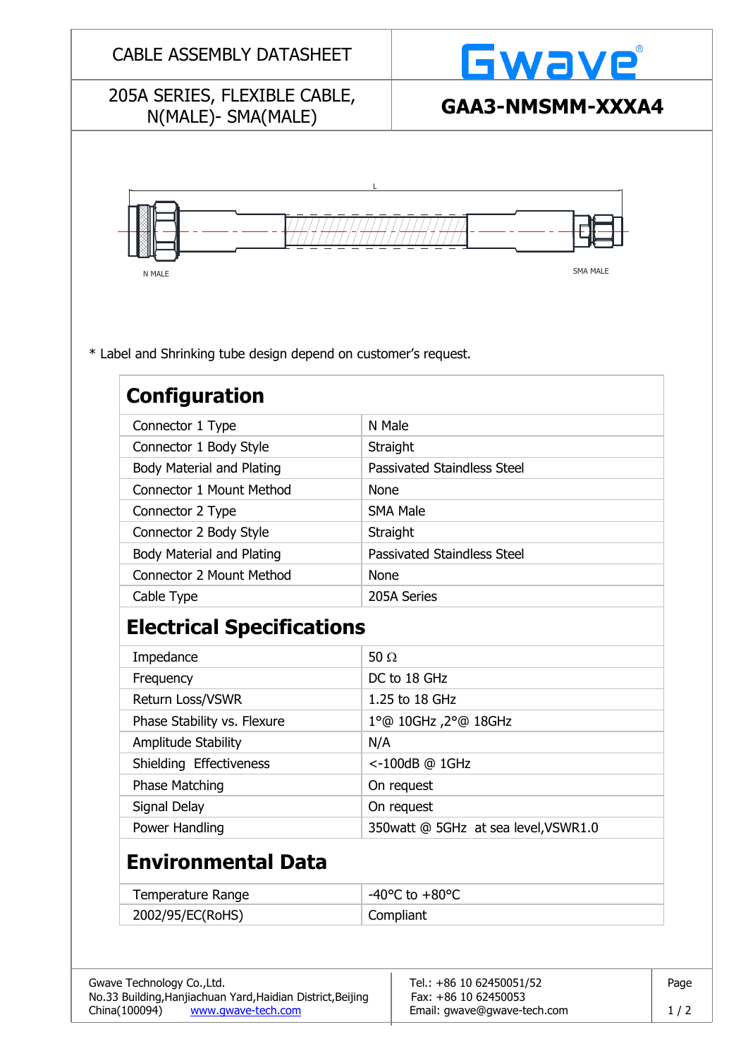# CABLE ASSEMBLY DATASHEET

Gwave®

205A SERIES, FLEXIBLE CABLE, N(MALE)- SMA(MALE)

**GAA3-NMSMM-XXXA4**

L

N MALE

SMA MALE

* Label and Shrinking tube design depend on customer's request.

## Configuration

| | |
|---|---|
| Connector 1 Type | N Male |
| Connector 1 Body Style | Straight |
| Body Material and Plating | Passivated Staindless Steel |
| Connector 1 Mount Method | None |
| Connector 2 Type | SMA Male |
| Connector 2 Body Style | Straight |
| Body Material and Plating | Passivated Staindless Steel |
| Connector 2 Mount Method | None |
| Cable Type | 205A Series |

## Electrical Specifications

| | |
|---|---|
| Impedance | 50 Ω |
| Frequency | DC to 18 GHz |
| Return Loss/VSWR | 1.25 to 18 GHz |
| Phase Stability vs. Flexure | 1°@ 10GHz ,2°@ 18GHz |
| Amplitude Stability | N/A |
| Shielding Effectiveness | <-100dB @ 1GHz |
| Phase Matching | On request |
| Signal Delay | On request |
| Power Handling | 350watt @ 5GHz at sea level,VSWR1.0 |

## Environmental Data

| | |
|---|---|
| Temperature Range | -40°C to +80°C |
| 2002/95/EC(RoHS) | Compliant |

Gwave Technology Co.,Ltd.
No.33 Building,Hanjiachuan Yard,Haidian District,Beijing
China(100094) www.gwave-tech.com

Tel.: +86 10 62450051/52
Fax: +86 10 62450053
Email: gwave@gwave-tech.com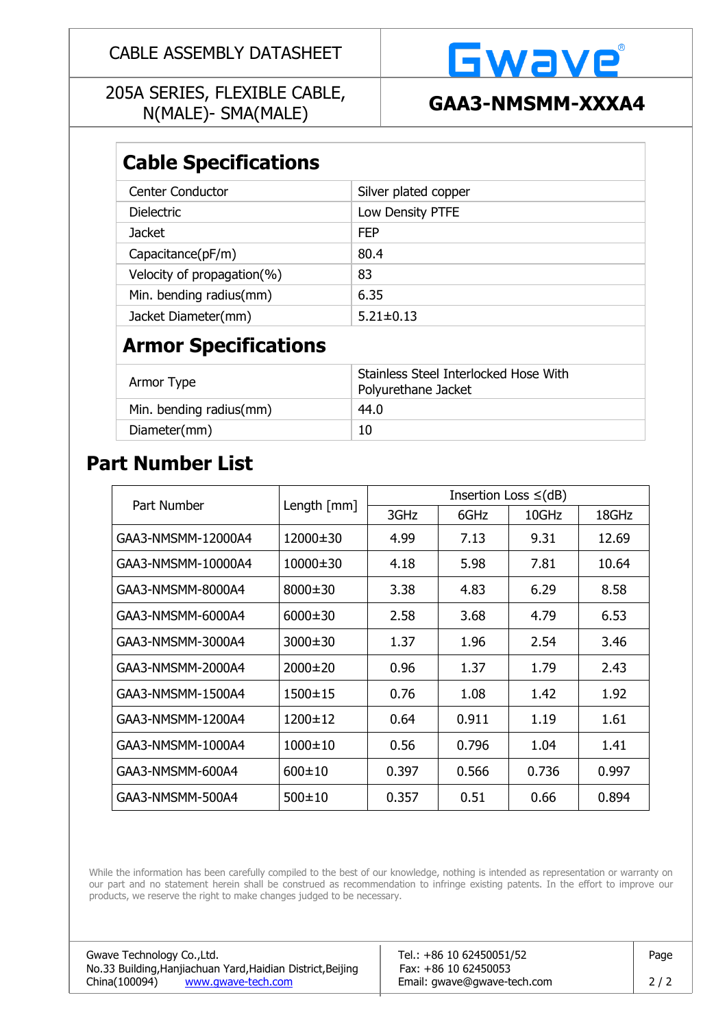CABLE ASSEMBLY DATASHEET

Gwave®

205A SERIES, FLEXIBLE CABLE, N(MALE)- SMA(MALE)

**GAA3-NMSMM-XXXA4**

## Cable Specifications

| | |
|---|---|
| Center Conductor | Silver plated copper |
| Dielectric | Low Density PTFE |
| Jacket | FEP |
| Capacitance(pF/m) | 80.4 |
| Velocity of propagation(%) | 83 |
| Min. bending radius(mm) | 6.35 |
| Jacket Diameter(mm) | 5.21±0.13 |

## Armor Specifications

| | |
|---|---|
| Armor Type | Stainless Steel Interlocked Hose With Polyurethane Jacket |
| Min. bending radius(mm) | 44.0 |
| Diameter(mm) | 10 |

## Part Number List

| Part Number | Length [mm] | Insertion Loss ≤(dB) | | | |
|---|---|---|---|---|---|
| | | 3GHz | 6GHz | 10GHz | 18GHz |
| GAA3-NMSMM-12000A4 | 12000±30 | 4.99 | 7.13 | 9.31 | 12.69 |
| GAA3-NMSMM-10000A4 | 10000±30 | 4.18 | 5.98 | 7.81 | 10.64 |
| GAA3-NMSMM-8000A4 | 8000±30 | 3.38 | 4.83 | 6.29 | 8.58 |
| GAA3-NMSMM-6000A4 | 6000±30 | 2.58 | 3.68 | 4.79 | 6.53 |
| GAA3-NMSMM-3000A4 | 3000±30 | 1.37 | 1.96 | 2.54 | 3.46 |
| GAA3-NMSMM-2000A4 | 2000±20 | 0.96 | 1.37 | 1.79 | 2.43 |
| GAA3-NMSMM-1500A4 | 1500±15 | 0.76 | 1.08 | 1.42 | 1.92 |
| GAA3-NMSMM-1200A4 | 1200±12 | 0.64 | 0.911 | 1.19 | 1.61 |
| GAA3-NMSMM-1000A4 | 1000±10 | 0.56 | 0.796 | 1.04 | 1.41 |
| GAA3-NMSMM-600A4 | 600±10 | 0.397 | 0.566 | 0.736 | 0.997 |
| GAA3-NMSMM-500A4 | 500±10 | 0.357 | 0.51 | 0.66 | 0.894 |

While the information has been carefully compiled to the best of our knowledge, nothing is intended as representation or warranty on our part and no statement herein shall be construed as recommendation to infringe existing patents. In the effort to improve our products, we reserve the right to make changes judged to be necessary.

Gwave Technology Co.,Ltd.
No.33 Building,Hanjiachuan Yard,Haidian District,Beijing
China(100094) www.gwave-tech.com

Tel.: +86 10 62450051/52
Fax: +86 10 62450053
Email: gwave@gwave-tech.com